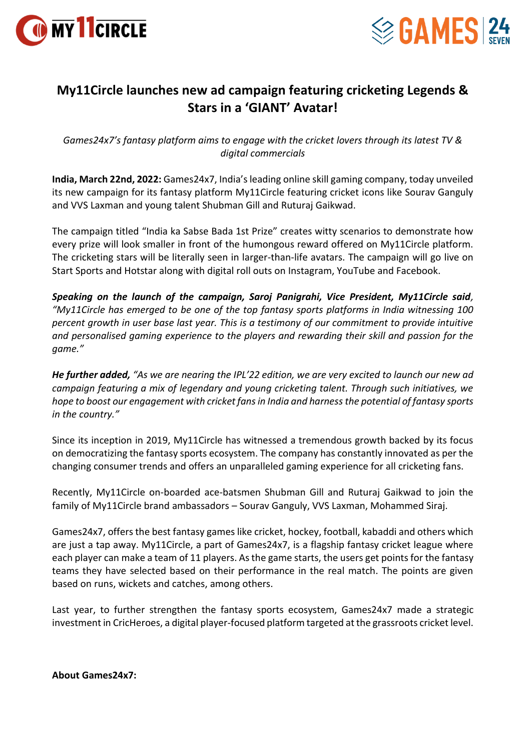# My11Circle launches new ad campaign featuring cricketing Legends & Stars in a 'GIANT' Avatar!

*Games24x7's fantasy platform aims to engage with the cricket lovers through its latest TV & digital commercials*

**India, March 22nd, 2022:** Games24x7, India's leading online skill gaming company, today unveiled its new campaign for its fantasy platform My11Circle featuring cricket icons like Sourav Ganguly and VVS Laxman and young talent Shubman Gill and Ruturaj Gaikwad.

The campaign titled "India ka Sabse Bada 1st Prize" creates witty scenarios to demonstrate how every prize will look smaller in front of the humongous reward offered on My11Circle platform. The cricketing stars will be literally seen in larger-than-life avatars. The campaign will go live on Start Sports and Hotstar along with digital roll outs on Instagram, YouTube and Facebook.

***Speaking on the launch of the campaign, Saroj Panigrahi, Vice President, My11Circle said****, "My11Circle has emerged to be one of the top fantasy sports platforms in India witnessing 100 percent growth in user base last year. This is a testimony of our commitment to provide intuitive and personalised gaming experience to the players and rewarding their skill and passion for the game."*

***He further added,*** *"As we are nearing the IPL'22 edition, we are very excited to launch our new ad campaign featuring a mix of legendary and young cricketing talent. Through such initiatives, we hope to boost our engagement with cricket fans in India and harness the potential of fantasy sports in the country."*

Since its inception in 2019, My11Circle has witnessed a tremendous growth backed by its focus on democratizing the fantasy sports ecosystem. The company has constantly innovated as per the changing consumer trends and offers an unparalleled gaming experience for all cricketing fans.

Recently, My11Circle on-boarded ace-batsmen Shubman Gill and Ruturaj Gaikwad to join the family of My11Circle brand ambassadors – Sourav Ganguly, VVS Laxman, Mohammed Siraj.

Games24x7, offers the best fantasy games like cricket, hockey, football, kabaddi and others which are just a tap away. My11Circle, a part of Games24x7, is a flagship fantasy cricket league where each player can make a team of 11 players. As the game starts, the users get points for the fantasy teams they have selected based on their performance in the real match. The points are given based on runs, wickets and catches, among others.

Last year, to further strengthen the fantasy sports ecosystem, Games24x7 made a strategic investment in CricHeroes, a digital player-focused platform targeted at the grassroots cricket level.

**About Games24x7:**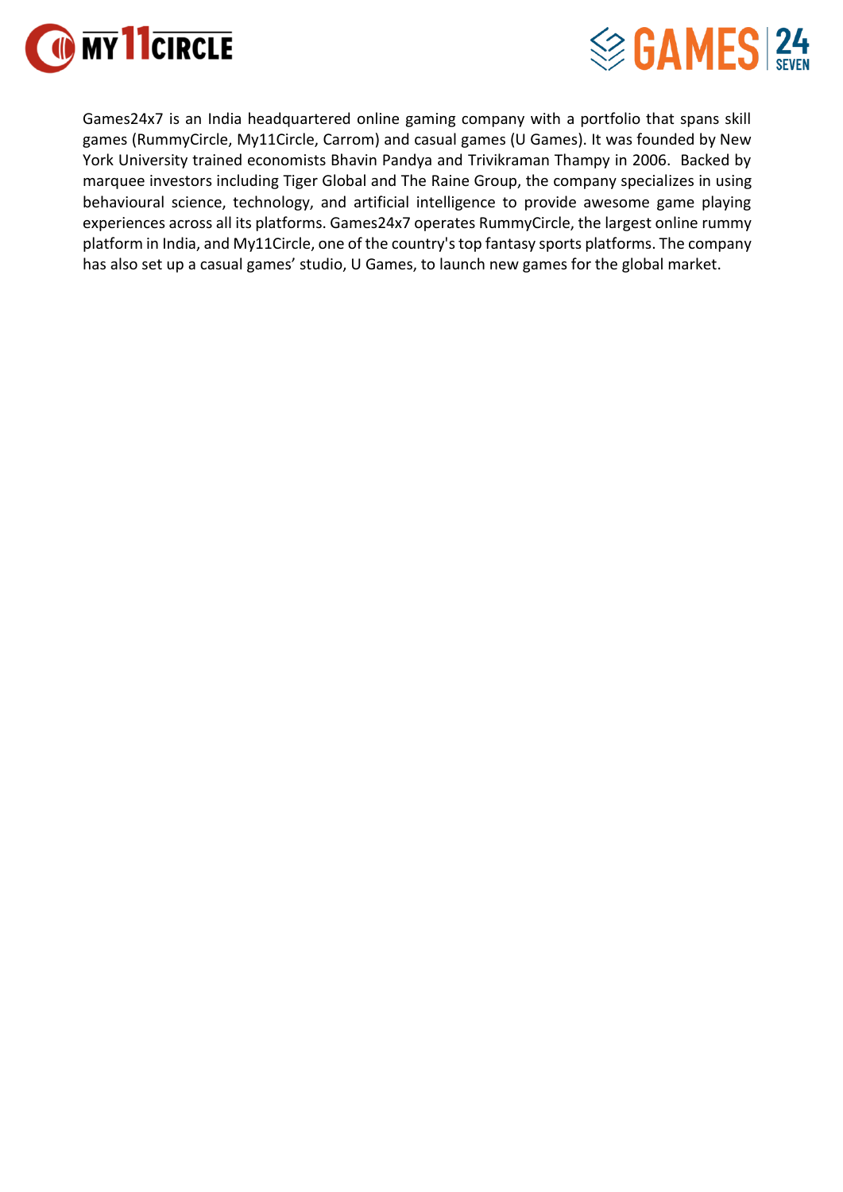Games24x7 is an India headquartered online gaming company with a portfolio that spans skill games (RummyCircle, My11Circle, Carrom) and casual games (U Games). It was founded by New York University trained economists Bhavin Pandya and Trivikraman Thampy in 2006. Backed by marquee investors including Tiger Global and The Raine Group, the company specializes in using behavioural science, technology, and artificial intelligence to provide awesome game playing experiences across all its platforms. Games24x7 operates RummyCircle, the largest online rummy platform in India, and My11Circle, one of the country's top fantasy sports platforms. The company has also set up a casual games' studio, U Games, to launch new games for the global market.